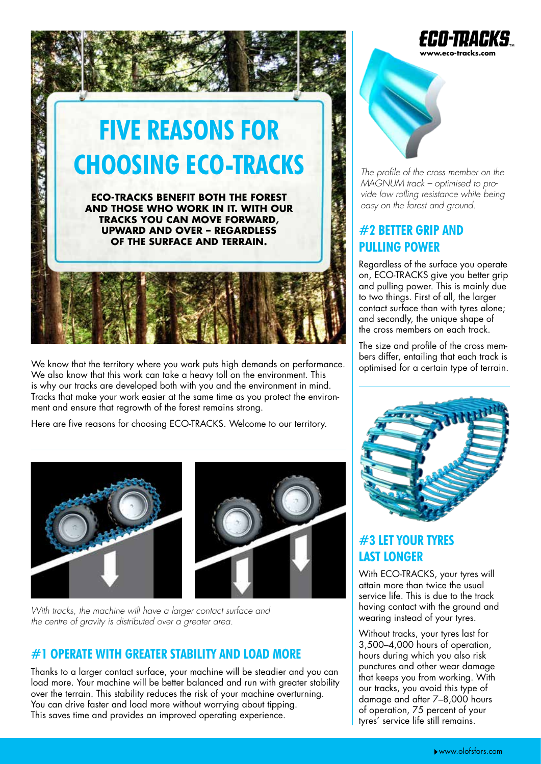# FIVE REASONS FOR CHOOSING ECO-TRACKS

**ECO-TRACKS BENEFIT BOTH THE FOREST AND THOSE WHO WORK IN IT. WITH OUR TRACKS YOU CAN MOVE FORWARD, UPWARD AND OVER – REGARDLESS OF THE SURFACE AND TERRAIN.**

We know that the territory where you work puts high demands on performance. We also know that this work can take a heavy toll on the environment. This is why our tracks are developed both with you and the environment in mind. Tracks that make your work easier at the same time as you protect the environment and ensure that regrowth of the forest remains strong.

Here are five reasons for choosing ECO-TRACKS. Welcome to our territory.

*With tracks, the machine will have a larger contact surface and the centre of gravity is distributed over a greater area.*

## #1 OPERATE WITH GREATER STABILITY AND LOAD MORE

Thanks to a larger contact surface, your machine will be steadier and you can load more. Your machine will be better balanced and run with greater stability over the terrain. This stability reduces the risk of your machine overturning. You can drive faster and load more without worrying about tipping. This saves time and provides an improved operating experience.

ECO-TRACKS™
www.eco-tracks.com

*The profile of the cross member on the MAGNUM track – optimised to provide low rolling resistance while being easy on the forest and ground.*

## #2 BETTER GRIP AND PULLING POWER

Regardless of the surface you operate on, ECO-TRACKS give you better grip and pulling power. This is mainly due to two things. First of all, the larger contact surface than with tyres alone; and secondly, the unique shape of the cross members on each track.

The size and profile of the cross members differ, entailing that each track is optimised for a certain type of terrain.

## #3 LET YOUR TYRES LAST LONGER

With ECO-TRACKS, your tyres will attain more than twice the usual service life. This is due to the track having contact with the ground and wearing instead of your tyres.

Without tracks, your tyres last for 3,500–4,000 hours of operation, hours during which you also risk punctures and other wear damage that keeps you from working. With our tracks, you avoid this type of damage and after 7–8,000 hours of operation, 75 percent of your tyres' service life still remains.

www.olofsfors.com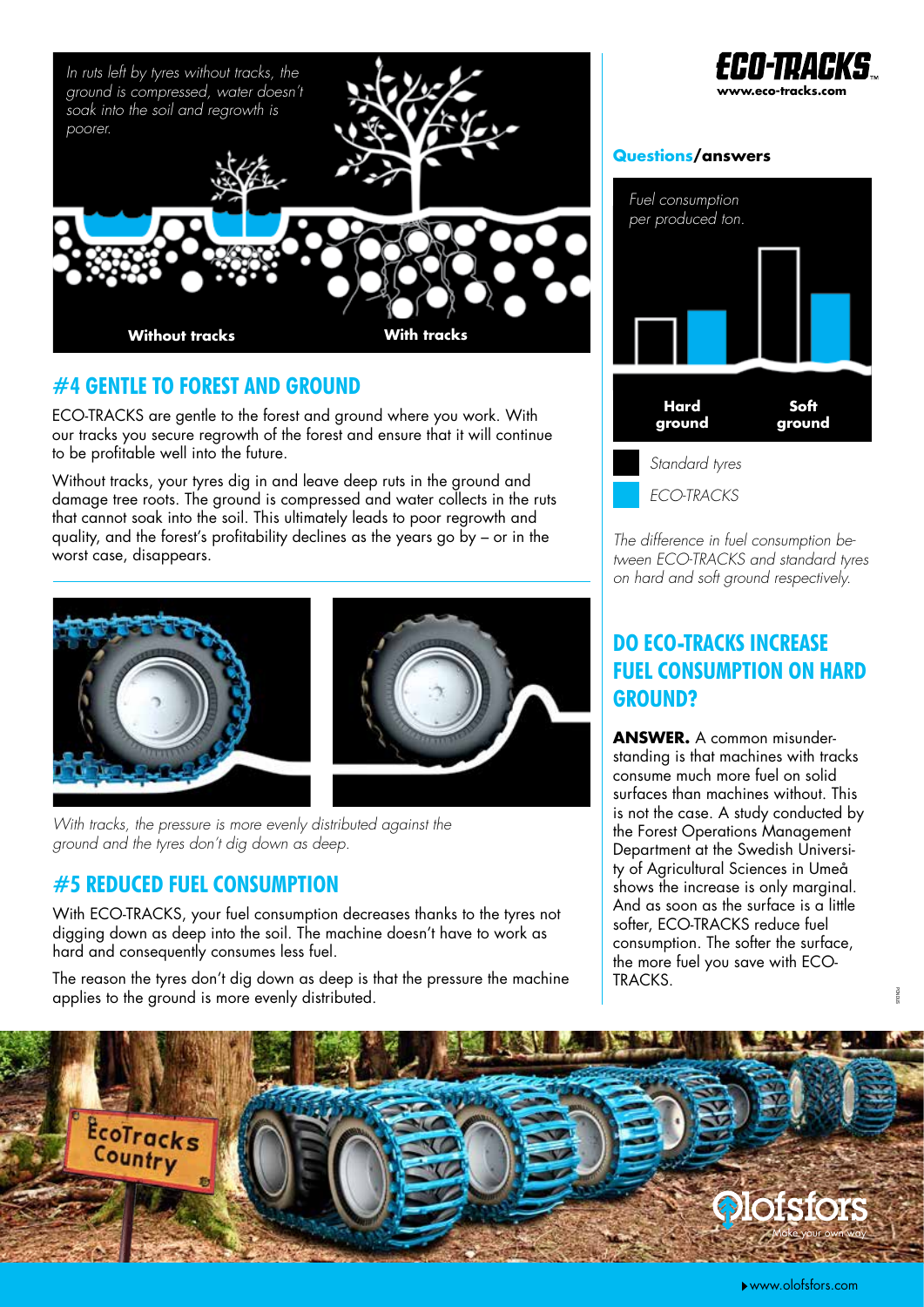In ruts left by tyres without tracks, the ground is compressed, water doesn't soak into the soil and regrowth is poorer.

Without tracks

With tracks

## #4 GENTLE TO FOREST AND GROUND

ECO-TRACKS are gentle to the forest and ground where you work. With our tracks you secure regrowth of the forest and ensure that it will continue to be profitable well into the future.

Without tracks, your tyres dig in and leave deep ruts in the ground and damage tree roots. The ground is compressed and water collects in the ruts that cannot soak into the soil. This ultimately leads to poor regrowth and quality, and the forest's profitability declines as the years go by – or in the worst case, disappears.

*With tracks, the pressure is more evenly distributed against the ground and the tyres don't dig down as deep.*

## #5 REDUCED FUEL CONSUMPTION

With ECO-TRACKS, your fuel consumption decreases thanks to the tyres not digging down as deep into the soil. The machine doesn't have to work as hard and consequently consumes less fuel.

The reason the tyres don't dig down as deep is that the pressure the machine applies to the ground is more evenly distributed.

ECO-TRACKS™
www.eco-tracks.com

**Questions/answers**

Fuel consumption per produced ton.

Hard ground

Soft ground

Standard tyres

ECO-TRACKS

*The difference in fuel consumption between ECO-TRACKS and standard tyres on hard and soft ground respectively.*

## DO ECO-TRACKS INCREASE FUEL CONSUMPTION ON HARD GROUND?

**ANSWER.** A common misunderstanding is that machines with tracks consume much more fuel on solid surfaces than machines without. This is not the case. A study conducted by the Forest Operations Management Department at the Swedish University of Agricultural Sciences in Umeå shows the increase is only marginal. And as soon as the surface is a little softer, ECO-TRACKS reduce fuel consumption. The softer the surface, the more fuel you save with ECO-TRACKS.

EcoTracks Country

olofsfors
Make your own way

www.olofsfors.com